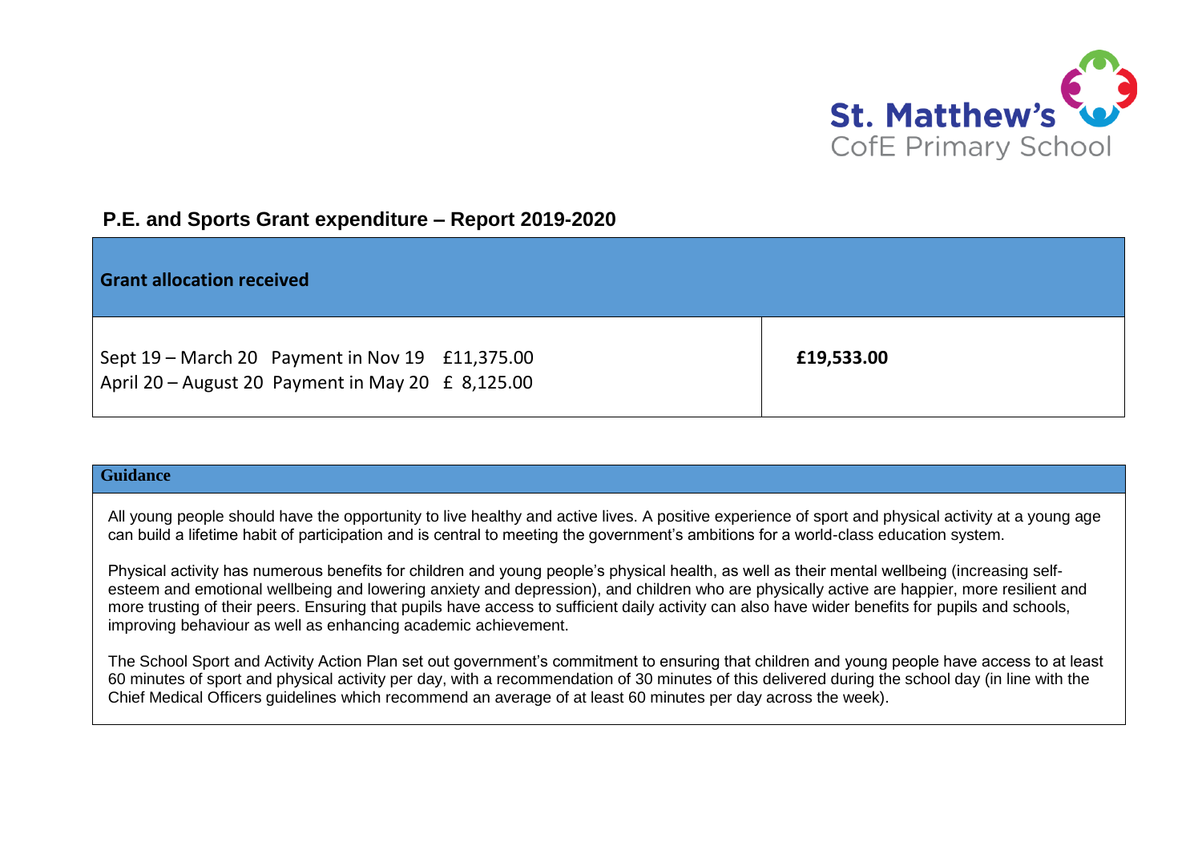St. Matthew's CofE Primary School

## P.E. and Sports Grant expenditure – Report 2019-2020

| Grant allocation received | |
|---|---|
| Sept 19 – March 20 Payment in Nov 19 £11,375.00<br>April 20 – August 20 Payment in May 20 £ 8,125.00 | **£19,533.00** |

| Guidance |
|---|
| All young people should have the opportunity to live healthy and active lives. A positive experience of sport and physical activity at a young age can build a lifetime habit of participation and is central to meeting the government's ambitions for a world-class education system.<br><br>Physical activity has numerous benefits for children and young people's physical health, as well as their mental wellbeing (increasing self-esteem and emotional wellbeing and lowering anxiety and depression), and children who are physically active are happier, more resilient and more trusting of their peers. Ensuring that pupils have access to sufficient daily activity can also have wider benefits for pupils and schools, improving behaviour as well as enhancing academic achievement.<br><br>The School Sport and Activity Action Plan set out government's commitment to ensuring that children and young people have access to at least 60 minutes of sport and physical activity per day, with a recommendation of 30 minutes of this delivered during the school day (in line with the Chief Medical Officers guidelines which recommend an average of at least 60 minutes per day across the week). |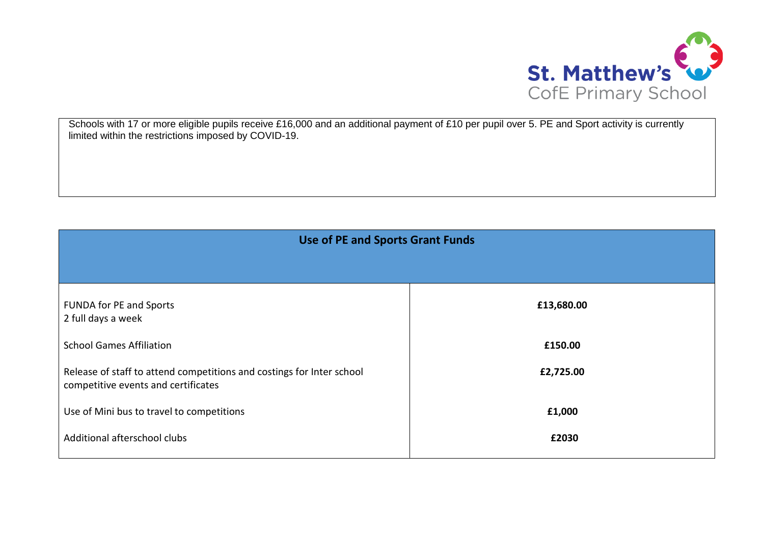St. Matthew's CofE Primary School

Schools with 17 or more eligible pupils receive £16,000 and an additional payment of £10 per pupil over 5. PE and Sport activity is currently limited within the restrictions imposed by COVID-19.

| Use of PE and Sports Grant Funds | |
|---|---|
| FUNDA for PE and Sports<br>2 full days a week | **£13,680.00** |
| School Games Affiliation | **£150.00** |
| Release of staff to attend competitions and costings for Inter school competitive events and certificates | **£2,725.00** |
| Use of Mini bus to travel to competitions | **£1,000** |
| Additional afterschool clubs | **£2030** |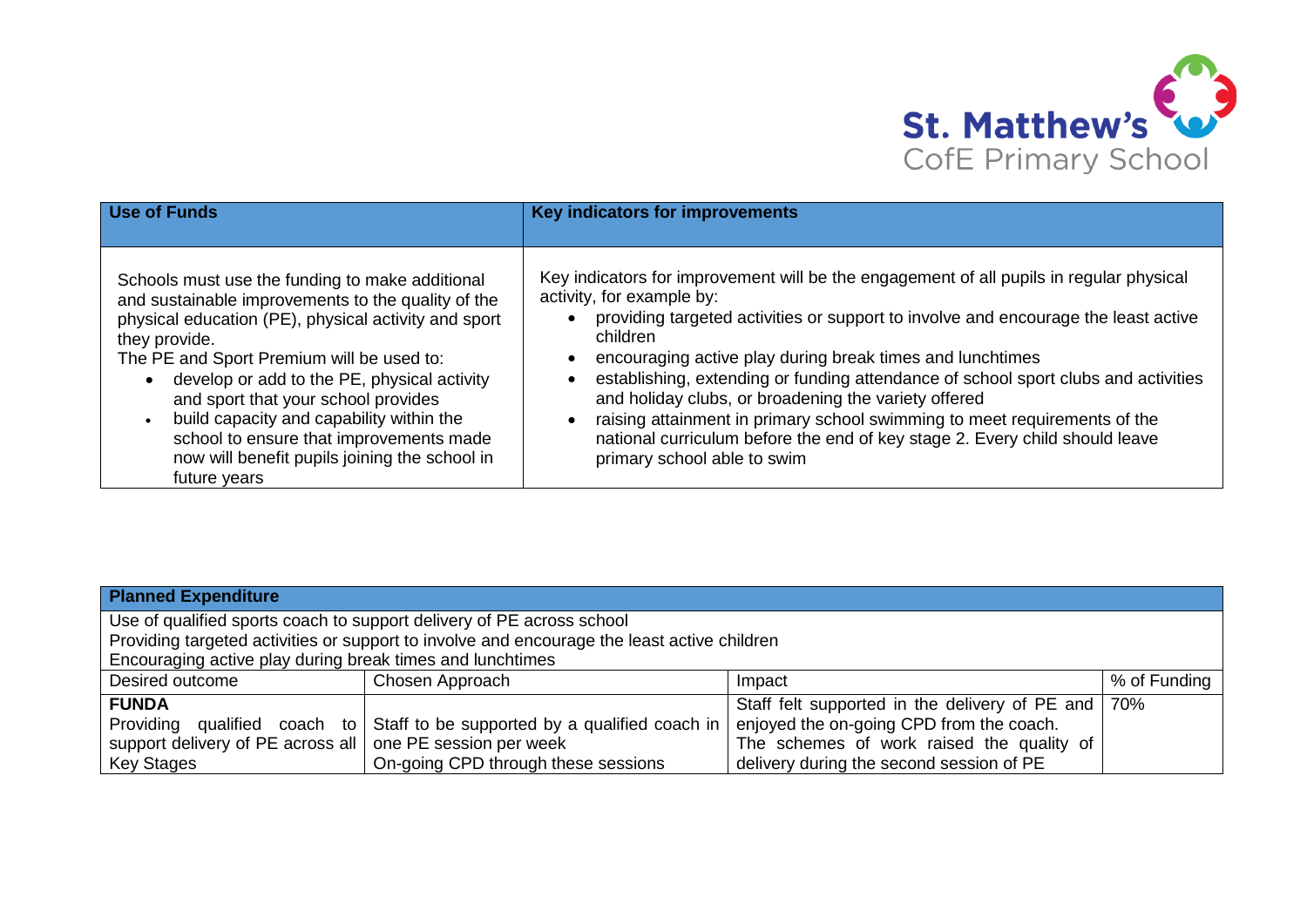| Use of Funds | Key indicators for improvements |
|---|---|
| Schools must use the funding to make additional and sustainable improvements to the quality of the physical education (PE), physical activity and sport they provide.<br>The PE and Sport Premium will be used to:<br>• develop or add to the PE, physical activity and sport that your school provides<br>• build capacity and capability within the school to ensure that improvements made now will benefit pupils joining the school in future years | Key indicators for improvement will be the engagement of all pupils in regular physical activity, for example by:<br>• providing targeted activities or support to involve and encourage the least active children<br>• encouraging active play during break times and lunchtimes<br>• establishing, extending or funding attendance of school sport clubs and activities and holiday clubs, or broadening the variety offered<br>• raising attainment in primary school swimming to meet requirements of the national curriculum before the end of key stage 2. Every child should leave primary school able to swim |

| **Planned Expenditure** | | | |
|---|---|---|---|
| Use of qualified sports coach to support delivery of PE across school<br>Providing targeted activities or support to involve and encourage the least active children<br>Encouraging active play during break times and lunchtimes | | | |
| Desired outcome | Chosen Approach | Impact | % of Funding |
| **FUNDA**<br>Providing qualified coach to support delivery of PE across all Key Stages | Staff to be supported by a qualified coach in one PE session per week<br>On-going CPD through these sessions | Staff felt supported in the delivery of PE and enjoyed the on-going CPD from the coach.<br>The schemes of work raised the quality of delivery during the second session of PE | 70% |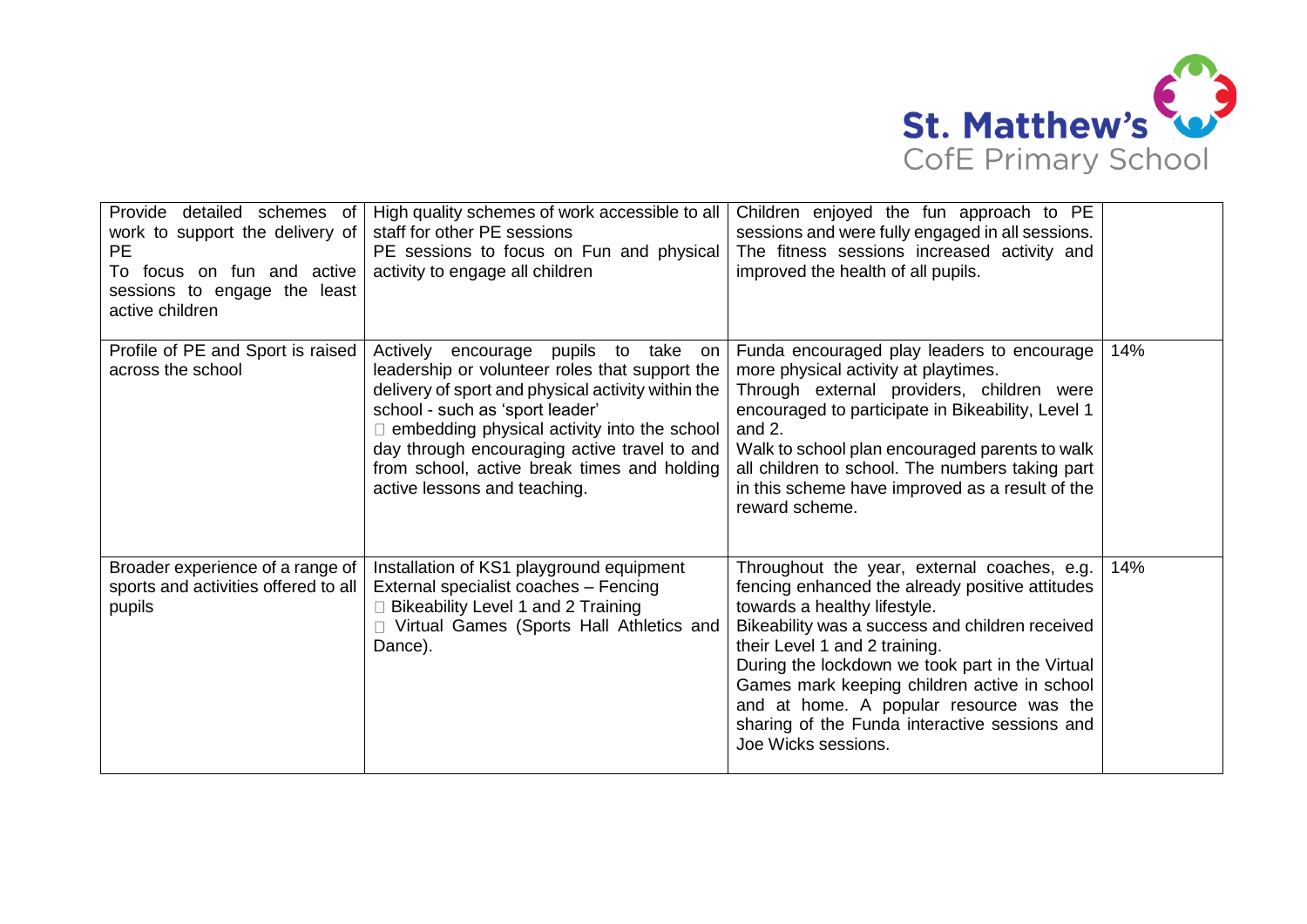| | | | |
|---|---|---|---|
| Provide detailed schemes of work to support the delivery of PE<br>To focus on fun and active sessions to engage the least active children | High quality schemes of work accessible to all staff for other PE sessions<br>PE sessions to focus on Fun and physical activity to engage all children | Children enjoyed the fun approach to PE sessions and were fully engaged in all sessions. The fitness sessions increased activity and improved the health of all pupils. | |
| Profile of PE and Sport is raised across the school | Actively encourage pupils to take on leadership or volunteer roles that support the delivery of sport and physical activity within the school - such as 'sport leader'<br> embedding physical activity into the school day through encouraging active travel to and from school, active break times and holding active lessons and teaching. | Funda encouraged play leaders to encourage more physical activity at playtimes.<br>Through external providers, children were encouraged to participate in Bikeability, Level 1 and 2.<br>Walk to school plan encouraged parents to walk all children to school. The numbers taking part in this scheme have improved as a result of the reward scheme. | 14% |
| Broader experience of a range of sports and activities offered to all pupils | Installation of KS1 playground equipment<br>External specialist coaches – Fencing<br> Bikeability Level 1 and 2 Training<br> Virtual Games (Sports Hall Athletics and Dance). | Throughout the year, external coaches, e.g. fencing enhanced the already positive attitudes towards a healthy lifestyle.<br>Bikeability was a success and children received their Level 1 and 2 training.<br>During the lockdown we took part in the Virtual Games mark keeping children active in school and at home. A popular resource was the sharing of the Funda interactive sessions and Joe Wicks sessions. | 14% |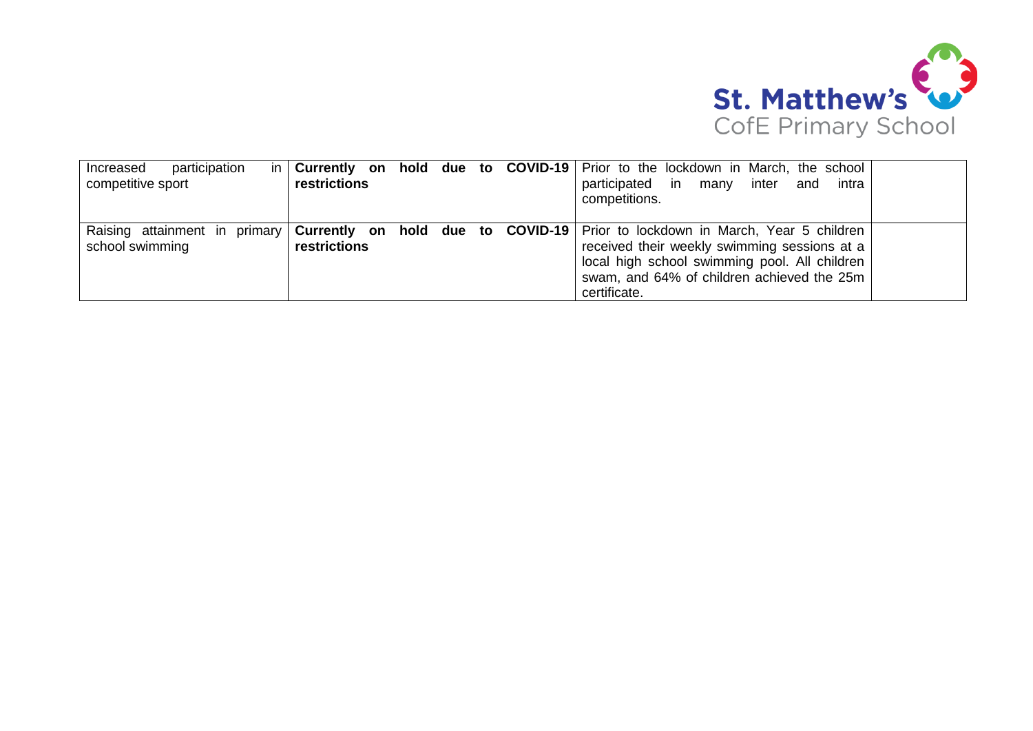| | | | |
|---|---|---|---|
| Increased participation in competitive sport | **Currently on hold due to COVID-19 restrictions** | Prior to the lockdown in March, the school participated in many inter and intra competitions. | |
| Raising attainment in primary school swimming | **Currently on hold due to COVID-19 restrictions** | Prior to lockdown in March, Year 5 children received their weekly swimming sessions at a local high school swimming pool. All children swam, and 64% of children achieved the 25m certificate. | |